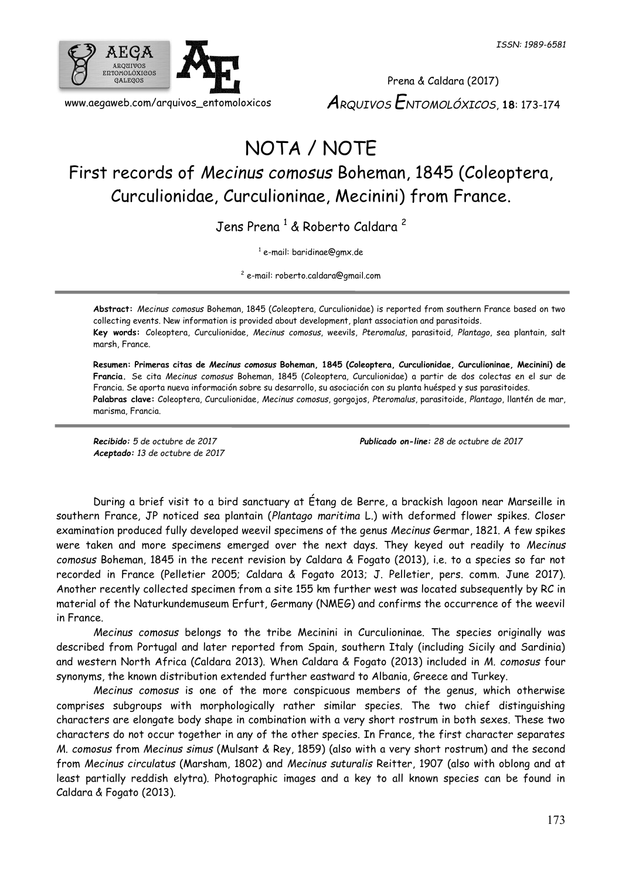# NOTA / NOTE

## First records of *Mecinus comosus* Boheman, 1845 (Coleoptera, Curculionidae, Curculioninae, Mecinini) from France.

Jens Prena [1] & Roberto Caldara [2]

[1] e-mail: baridinae@gmx.de

[2] e-mail: roberto.caldara@gmail.com

**Abstract:** *Mecinus comosus* Boheman, 1845 (Coleoptera, Curculionidae) is reported from southern France based on two collecting events. New information is provided about development, plant association and parasitoids.

**Key words:** Coleoptera, Curculionidae, *Mecinus comosus*, weevils, *Pteromalus*, parasitoid, *Plantago*, sea plantain, salt marsh, France.

**Resumen: Primeras citas de *Mecinus comosus* Boheman, 1845 (Coleoptera, Curculionidae, Curculioninae, Mecinini) de Francia.** Se cita *Mecinus comosus* Boheman, 1845 (Coleoptera, Curculionidae) a partir de dos colectas en el sur de Francia. Se aporta nueva información sobre su desarrollo, su asociación con su planta huésped y sus parasitoides.

**Palabras clave:** Coleoptera, Curculionidae, *Mecinus comosus*, gorgojos, *Pteromalus*, parasitoide, *Plantago*, llantén de mar, marisma, Francia.

***Recibido:*** *5 de octubre de 2017*
***Aceptado:*** *13 de octubre de 2017*
***Publicado on-line:*** *28 de octubre de 2017*

During a brief visit to a bird sanctuary at Étang de Berre, a brackish lagoon near Marseille in southern France, JP noticed sea plantain (*Plantago maritima* L.) with deformed flower spikes. Closer examination produced fully developed weevil specimens of the genus *Mecinus* Germar, 1821. A few spikes were taken and more specimens emerged over the next days. They keyed out readily to *Mecinus comosus* Boheman, 1845 in the recent revision by Caldara & Fogato (2013), i.e. to a species so far not recorded in France (Pelletier 2005; Caldara & Fogato 2013; J. Pelletier, pers. comm. June 2017). Another recently collected specimen from a site 155 km further west was located subsequently by RC in material of the Naturkundemuseum Erfurt, Germany (NMEG) and confirms the occurrence of the weevil in France.

*Mecinus comosus* belongs to the tribe Mecinini in Curculioninae. The species originally was described from Portugal and later reported from Spain, southern Italy (including Sicily and Sardinia) and western North Africa (Caldara 2013). When Caldara & Fogato (2013) included in *M. comosus* four synonyms, the known distribution extended further eastward to Albania, Greece and Turkey.

*Mecinus comosus* is one of the more conspicuous members of the genus, which otherwise comprises subgroups with morphologically rather similar species. The two chief distinguishing characters are elongate body shape in combination with a very short rostrum in both sexes. These two characters do not occur together in any of the other species. In France, the first character separates *M. comosus* from *Mecinus simus* (Mulsant & Rey, 1859) (also with a very short rostrum) and the second from *Mecinus circulatus* (Marsham, 1802) and *Mecinus suturalis* Reitter, 1907 (also with oblong and at least partially reddish elytra). Photographic images and a key to all known species can be found in Caldara & Fogato (2013).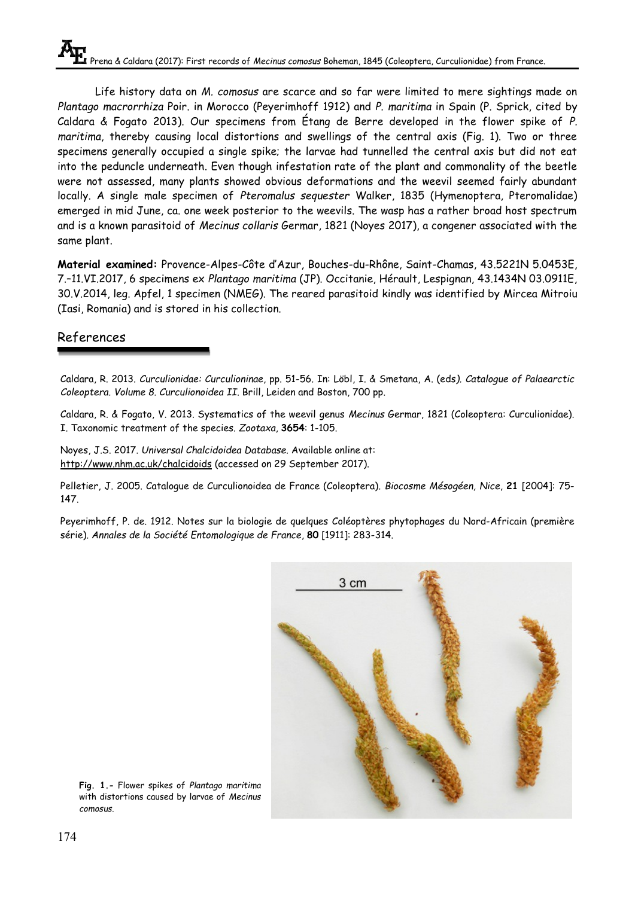Life history data on *M. comosus* are scarce and so far were limited to mere sightings made on *Plantago macrorrhiza* Poir. in Morocco (Peyerimhoff 1912) and *P. maritima* in Spain (P. Sprick, cited by Caldara & Fogato 2013). Our specimens from Étang de Berre developed in the flower spike of *P. maritima*, thereby causing local distortions and swellings of the central axis (Fig. 1). Two or three specimens generally occupied a single spike; the larvae had tunnelled the central axis but did not eat into the peduncle underneath. Even though infestation rate of the plant and commonality of the beetle were not assessed, many plants showed obvious deformations and the weevil seemed fairly abundant locally. A single male specimen of *Pteromalus sequester* Walker, 1835 (Hymenoptera, Pteromalidae) emerged in mid June, ca. one week posterior to the weevils. The wasp has a rather broad host spectrum and is a known parasitoid of *Mecinus collaris* Germar, 1821 (Noyes 2017), a congener associated with the same plant.

**Material examined:** Provence-Alpes-Côte d'Azur, Bouches-du-Rhône, Saint-Chamas, 43.5221N 5.0453E, 7.–11.VI.2017, 6 specimens ex *Plantago maritima* (JP). Occitanie, Hérault, Lespignan, 43.1434N 03.0911E, 30.V.2014, leg. Apfel, 1 specimen (NMEG). The reared parasitoid kindly was identified by Mircea Mitroiu (Iasi, Romania) and is stored in his collection.

## References

Caldara, R. 2013. *Curculionidae: Curculioninae*, pp. 51-56. In: Löbl, I. & Smetana, A. (eds). *Catalogue of Palaearctic Coleoptera. Volume 8. Curculionoidea II*. Brill, Leiden and Boston, 700 pp.

Caldara, R. & Fogato, V. 2013. Systematics of the weevil genus *Mecinus* Germar, 1821 (Coleoptera: Curculionidae). I. Taxonomic treatment of the species. *Zootaxa*, **3654**: 1-105.

Noyes, J.S. 2017. *Universal Chalcidoidea Database*. Available online at: http://www.nhm.ac.uk/chalcidoids (accessed on 29 September 2017).

Pelletier, J. 2005. Catalogue de Curculionoidea de France (Coleoptera). *Biocosme Mésogéen, Nice*, **21** [2004]: 75-147.

Peyerimhoff, P. de. 1912. Notes sur la biologie de quelques Coléoptères phytophages du Nord-Africain (première série). *Annales de la Société Entomologique de France*, **80** [1911]: 283-314.

3 cm

**Fig. 1.-** Flower spikes of *Plantago maritima* with distortions caused by larvae of *Mecinus comosus*.